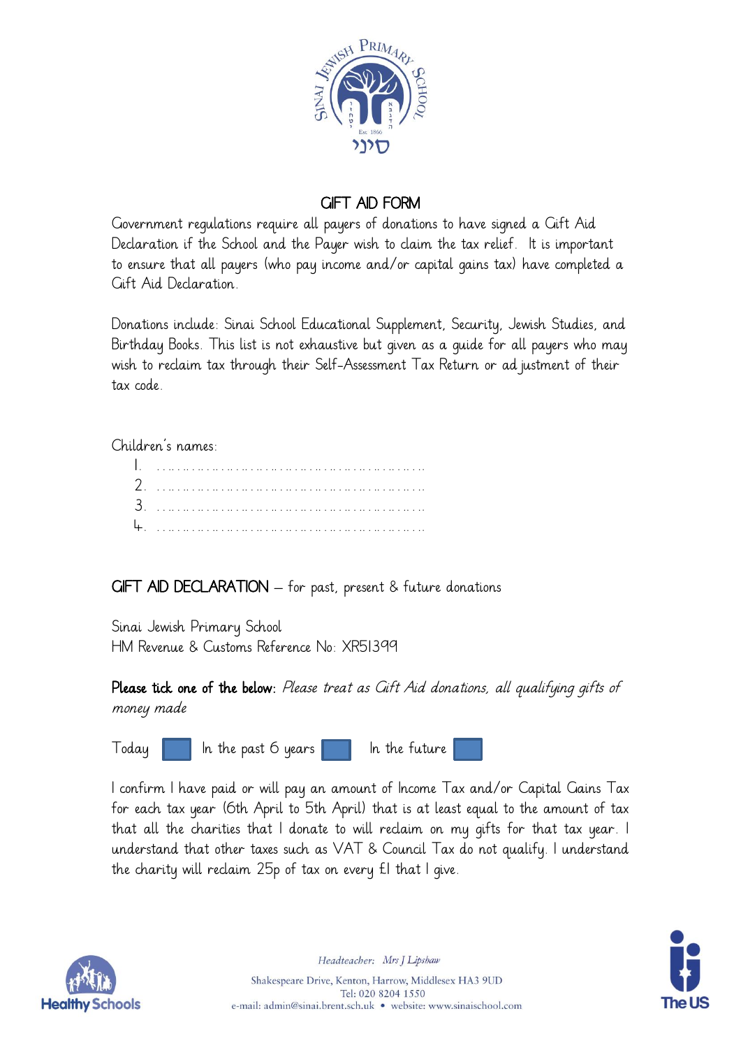# GIFT AID FORM

Government regulations require all payers of donations to have signed a Gift Aid Declaration if the School and the Payer wish to claim the tax relief. It is important to ensure that all payers (who pay income and/or capital gains tax) have completed a Gift Aid Declaration.

Donations include: Sinai School Educational Supplement, Security, Jewish Studies, and Birthday Books. This list is not exhaustive but given as a guide for all payers who may wish to reclaim tax through their Self-Assessment Tax Return or adjustment of their tax code.

Children's names:

1. ………………………………………………
2. ………………………………………………
3. ………………………………………………
4. ………………………………………………

**GIFT AID DECLARATION** – for past, present & future donations

Sinai Jewish Primary School
HM Revenue & Customs Reference No: XR51399

**Please tick one of the below:** *Please treat as Gift Aid donations, all qualifying gifts of money made*

Today ☐ In the past 6 years ☐ In the future ☐

I confirm I have paid or will pay an amount of Income Tax and/or Capital Gains Tax for each tax year (6th April to 5th April) that is at least equal to the amount of tax that all the charities that I donate to will reclaim on my gifts for that tax year. I understand that other taxes such as VAT & Council Tax do not qualify. I understand the charity will reclaim 25p of tax on every £1 that I give.

Headteacher: Mrs J Lipshaw
Shakespeare Drive, Kenton, Harrow, Middlesex HA3 9UD
Tel: 020 8204 1550
e-mail: admin@sinai.brent.sch.uk • website: www.sinaischool.com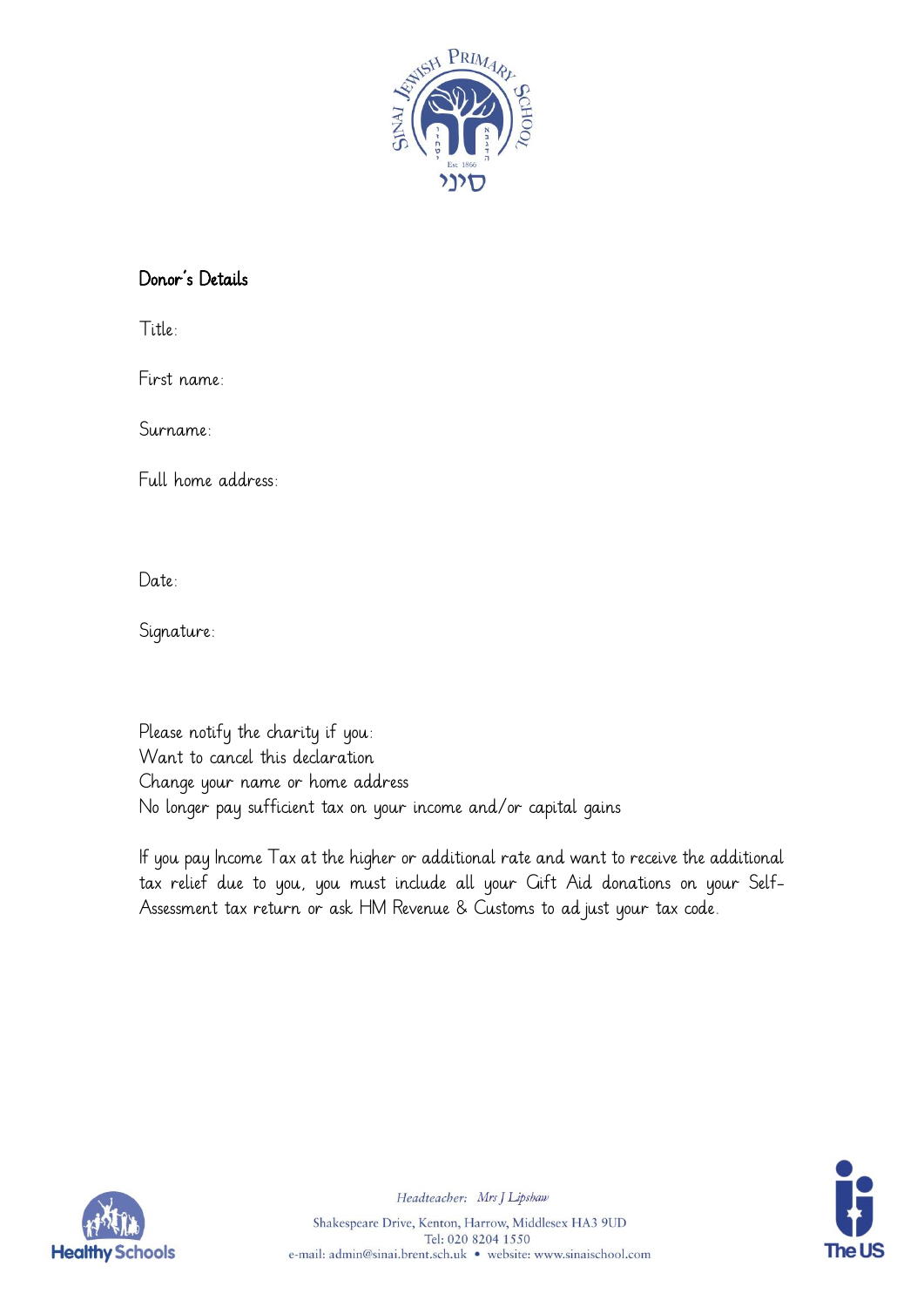## Donor's Details

Title:

First name:

Surname:

Full home address:

Date:

Signature:

Please notify the charity if you:
Want to cancel this declaration
Change your name or home address
No longer pay sufficient tax on your income and/or capital gains

If you pay Income Tax at the higher or additional rate and want to receive the additional tax relief due to you, you must include all your Gift Aid donations on your Self-Assessment tax return or ask HM Revenue & Customs to adjust your tax code.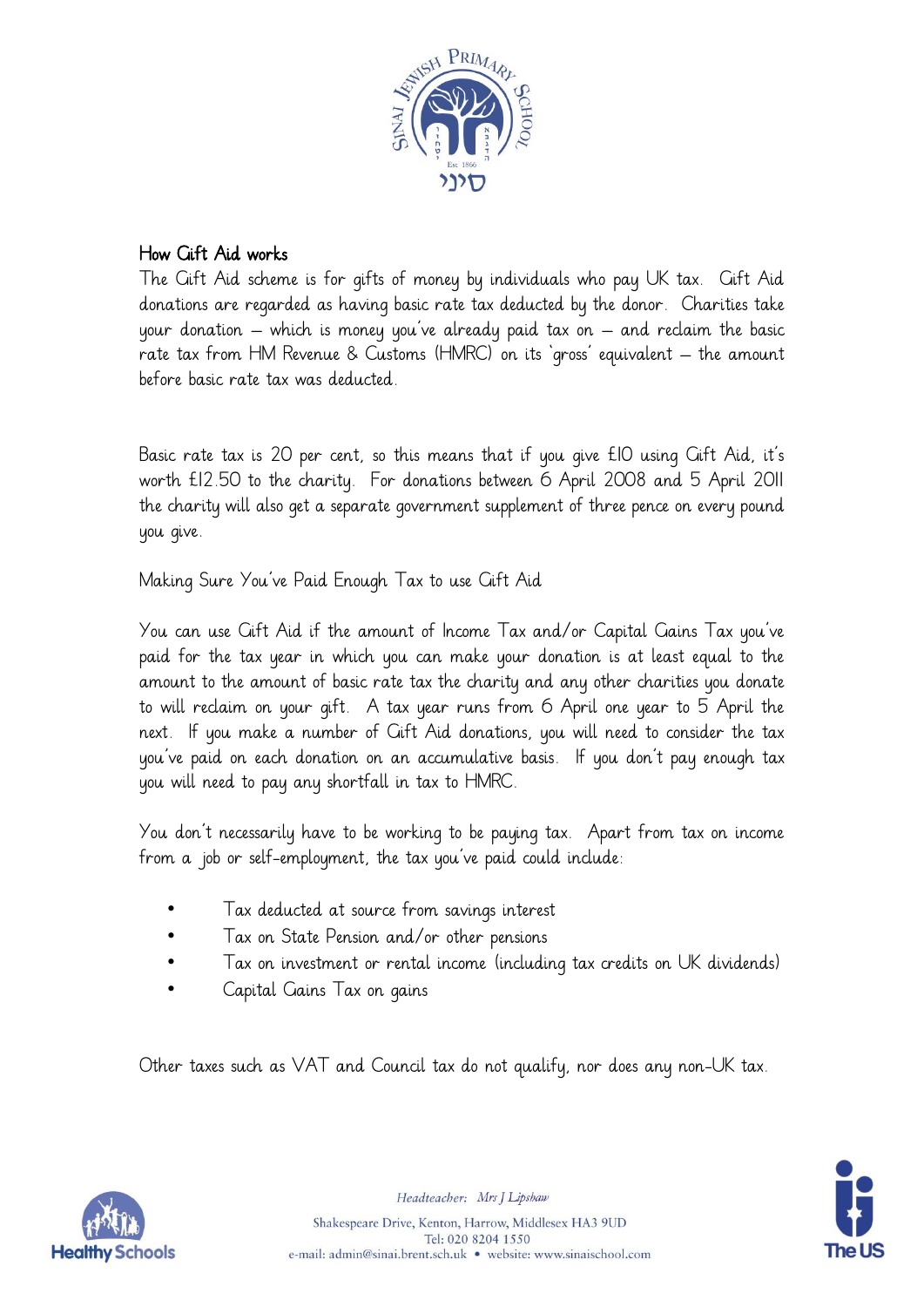## How Gift Aid works

The Gift Aid scheme is for gifts of money by individuals who pay UK tax. Gift Aid donations are regarded as having basic rate tax deducted by the donor. Charities take your donation – which is money you've already paid tax on – and reclaim the basic rate tax from HM Revenue & Customs (HMRC) on its 'gross' equivalent – the amount before basic rate tax was deducted.

Basic rate tax is 20 per cent, so this means that if you give £10 using Gift Aid, it's worth £12.50 to the charity. For donations between 6 April 2008 and 5 April 2011 the charity will also get a separate government supplement of three pence on every pound you give.

Making Sure You've Paid Enough Tax to use Gift Aid

You can use Gift Aid if the amount of Income Tax and/or Capital Gains Tax you've paid for the tax year in which you can make your donation is at least equal to the amount to the amount of basic rate tax the charity and any other charities you donate to will reclaim on your gift. A tax year runs from 6 April one year to 5 April the next. If you make a number of Gift Aid donations, you will need to consider the tax you've paid on each donation on an accumulative basis. If you don't pay enough tax you will need to pay any shortfall in tax to HMRC.

You don't necessarily have to be working to be paying tax. Apart from tax on income from a job or self-employment, the tax you've paid could include:

- Tax deducted at source from savings interest
- Tax on State Pension and/or other pensions
- Tax on investment or rental income (including tax credits on UK dividends)
- Capital Gains Tax on gains

Other taxes such as VAT and Council tax do not qualify, nor does any non-UK tax.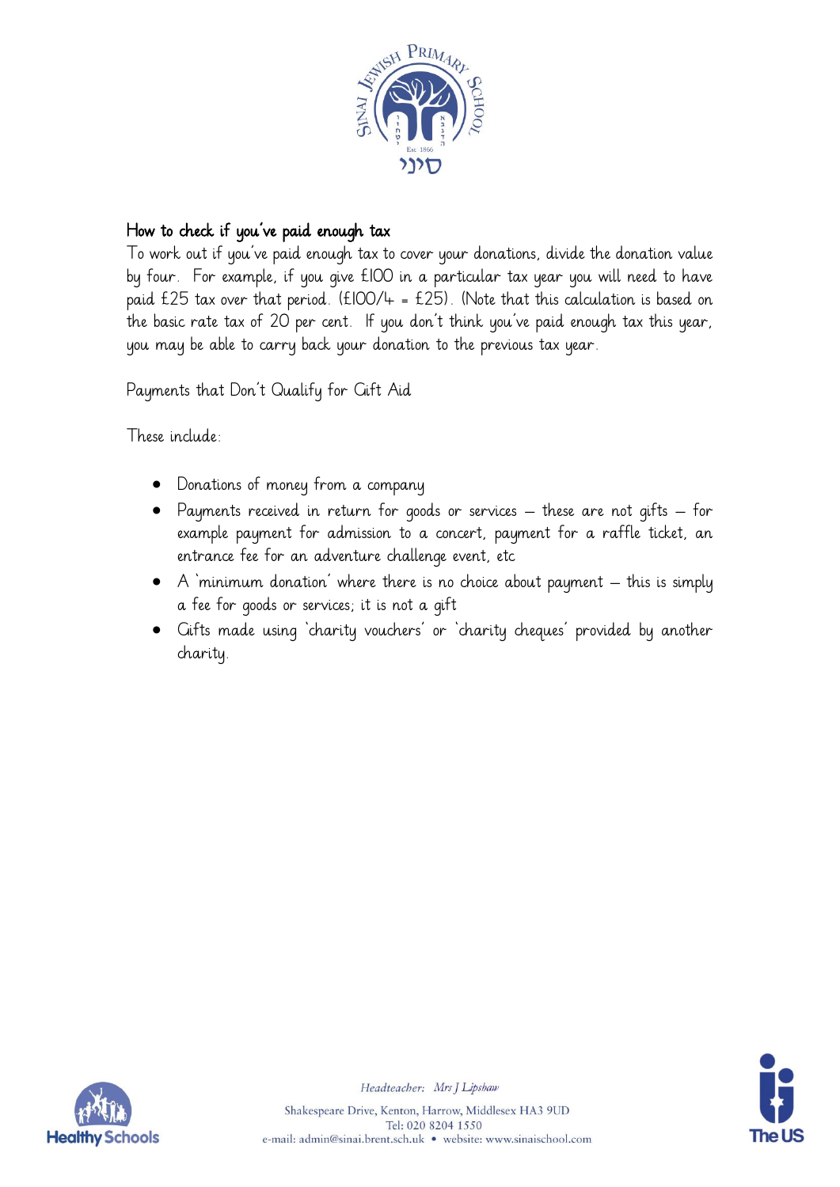## How to check if you've paid enough tax

To work out if you've paid enough tax to cover your donations, divide the donation value by four. For example, if you give £100 in a particular tax year you will need to have paid £25 tax over that period. (£100/4 = £25). (Note that this calculation is based on the basic rate tax of 20 per cent. If you don't think you've paid enough tax this year, you may be able to carry back your donation to the previous tax year.

Payments that Don't Qualify for Gift Aid

These include:

- Donations of money from a company
- Payments received in return for goods or services – these are not gifts – for example payment for admission to a concert, payment for a raffle ticket, an entrance fee for an adventure challenge event, etc
- A 'minimum donation' where there is no choice about payment – this is simply a fee for goods or services; it is not a gift
- Gifts made using 'charity vouchers' or 'charity cheques' provided by another charity.